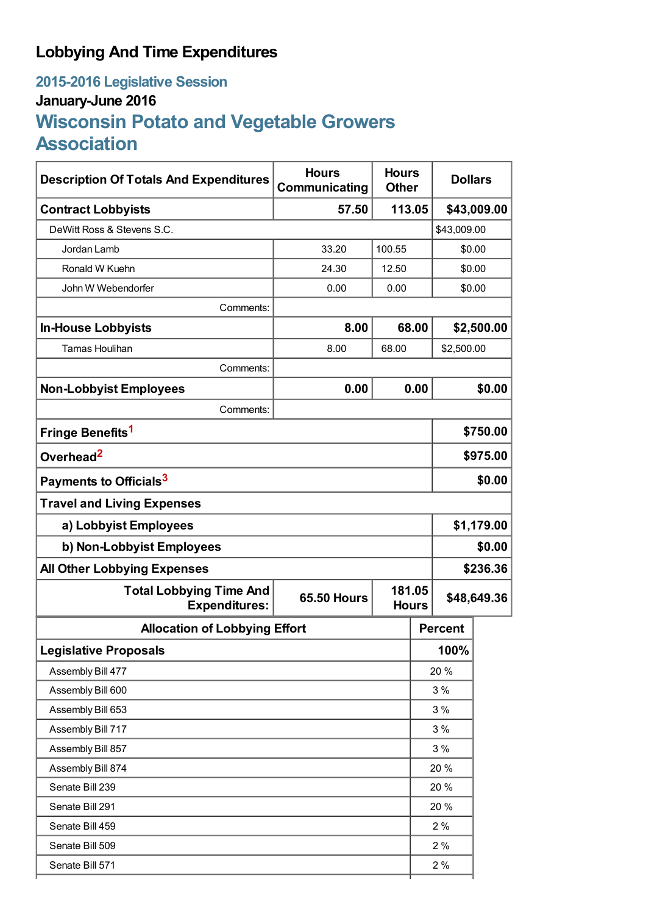# Lobbying And Time Expenditures

## 2015-2016 Legislative Session

### January-June 2016

## Wisconsin Potato and Vegetable Growers Association

| Description Of Totals And Expenditures | Hours Communicating | Hours Other | Dollars |
|---|---|---|---|
| **Contract Lobbyists** | **57.50** | **113.05** | **$43,009.00** |
| DeWitt Ross & Stevens S.C. | | | $43,009.00 |
| Jordan Lamb | 33.20 | 100.55 | $0.00 |
| Ronald W Kuehn | 24.30 | 12.50 | $0.00 |
| John W Webendorfer | 0.00 | 0.00 | $0.00 |
| Comments: | | | |
| **In-House Lobbyists** | **8.00** | **68.00** | **$2,500.00** |
| Tamas Houlihan | 8.00 | 68.00 | $2,500.00 |
| Comments: | | | |
| **Non-Lobbyist Employees** | **0.00** | **0.00** | **$0.00** |
| Comments: | | | |
| **Fringe Benefits**[1] | | | **$750.00** |
| **Overhead**[2] | | | **$975.00** |
| **Payments to Officials**[3] | | | **$0.00** |
| **Travel and Living Expenses** | | | |
| **a) Lobbyist Employees** | | | **$1,179.00** |
| **b) Non-Lobbyist Employees** | | | **$0.00** |
| **All Other Lobbying Expenses** | | | **$236.36** |
| **Total Lobbying Time And Expenditures:** | **65.50 Hours** | **181.05 Hours** | **$48,649.36** |

| Allocation of Lobbying Effort | Percent |
|---|---|
| **Legislative Proposals** | **100%** |
| Assembly Bill 477 | 20 % |
| Assembly Bill 600 | 3 % |
| Assembly Bill 653 | 3 % |
| Assembly Bill 717 | 3 % |
| Assembly Bill 857 | 3 % |
| Assembly Bill 874 | 20 % |
| Senate Bill 239 | 20 % |
| Senate Bill 291 | 20 % |
| Senate Bill 459 | 2 % |
| Senate Bill 509 | 2 % |
| Senate Bill 571 | 2 % |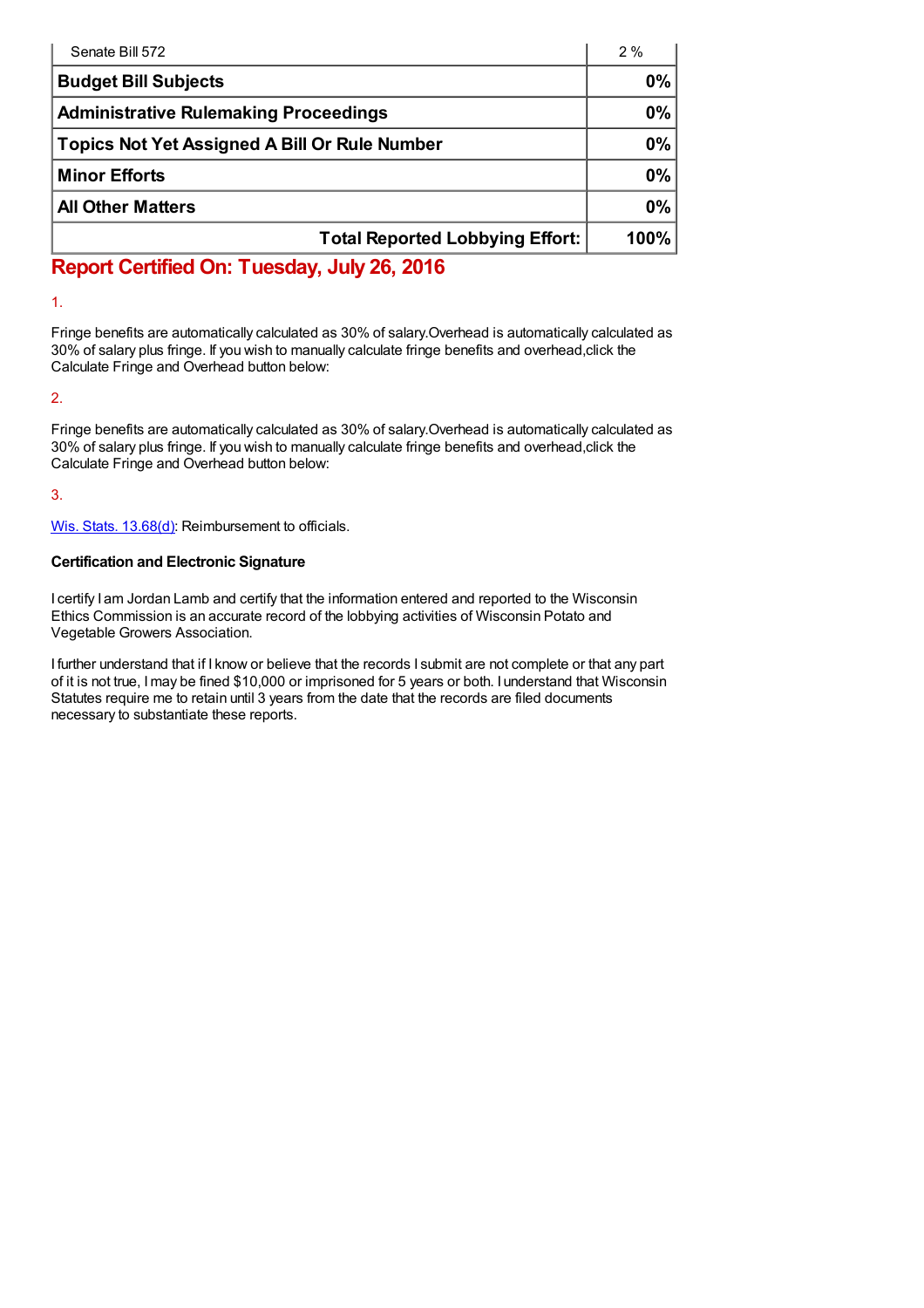| | |
|---|---|
| Senate Bill 572 | 2 % |
| **Budget Bill Subjects** | **0%** |
| **Administrative Rulemaking Proceedings** | **0%** |
| **Topics Not Yet Assigned A Bill Or Rule Number** | **0%** |
| **Minor Efforts** | **0%** |
| **All Other Matters** | **0%** |
| **Total Reported Lobbying Effort:** | **100%** |

## Report Certified On: Tuesday, July 26, 2016

1.

Fringe benefits are automatically calculated as 30% of salary.Overhead is automatically calculated as 30% of salary plus fringe. If you wish to manually calculate fringe benefits and overhead,click the Calculate Fringe and Overhead button below:

2.

Fringe benefits are automatically calculated as 30% of salary.Overhead is automatically calculated as 30% of salary plus fringe. If you wish to manually calculate fringe benefits and overhead,click the Calculate Fringe and Overhead button below:

3.

Wis. Stats. 13.68(d): Reimbursement to officials.

**Certification and Electronic Signature**

I certify I am Jordan Lamb and certify that the information entered and reported to the Wisconsin Ethics Commission is an accurate record of the lobbying activities of Wisconsin Potato and Vegetable Growers Association.

I further understand that if I know or believe that the records I submit are not complete or that any part of it is not true, I may be fined $10,000 or imprisoned for 5 years or both. I understand that Wisconsin Statutes require me to retain until 3 years from the date that the records are filed documents necessary to substantiate these reports.